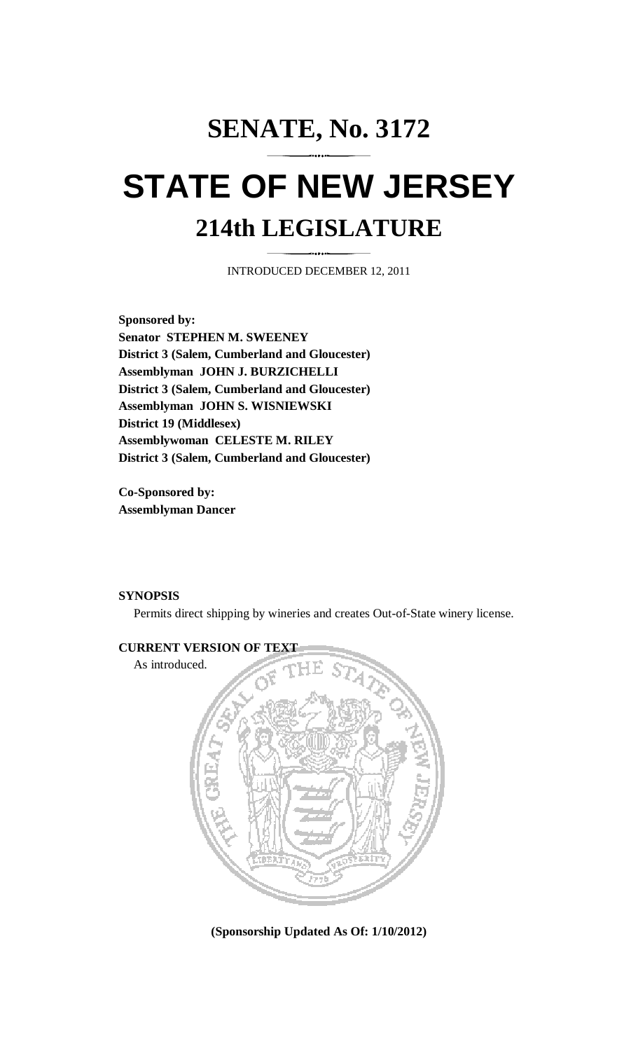# SENATE, No. 3172

# STATE OF NEW JERSEY

## 214th LEGISLATURE

INTRODUCED DECEMBER 12, 2011

**Sponsored by:**
**Senator STEPHEN M. SWEENEY**
**District 3 (Salem, Cumberland and Gloucester)**
**Assemblyman JOHN J. BURZICHELLI**
**District 3 (Salem, Cumberland and Gloucester)**
**Assemblyman JOHN S. WISNIEWSKI**
**District 19 (Middlesex)**
**Assemblywoman CELESTE M. RILEY**
**District 3 (Salem, Cumberland and Gloucester)**

**Co-Sponsored by:**
**Assemblyman Dancer**

**SYNOPSIS**

Permits direct shipping by wineries and creates Out-of-State winery license.

**CURRENT VERSION OF TEXT**

As introduced.

**(Sponsorship Updated As Of: 1/10/2012)**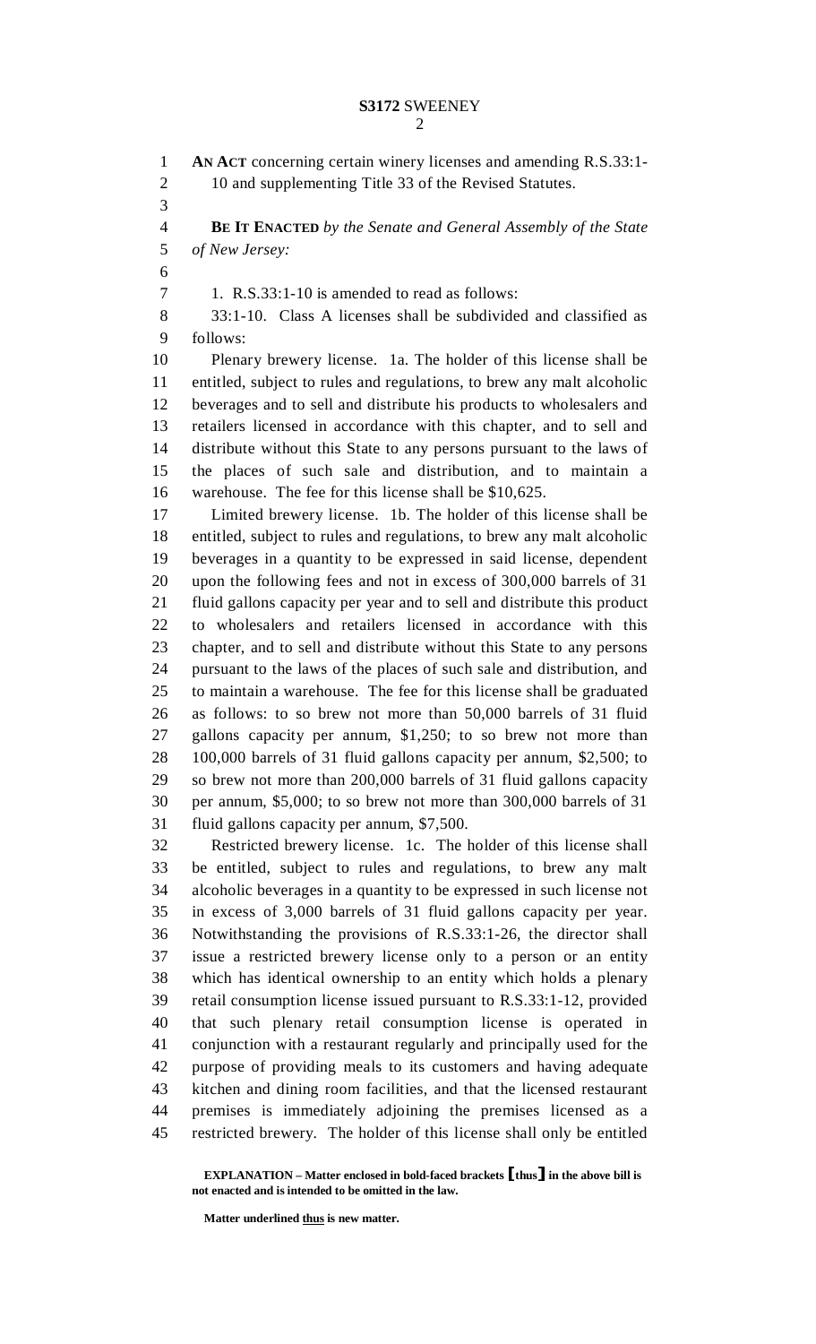**AN ACT** concerning certain winery licenses and amending R.S.33:1-10 and supplementing Title 33 of the Revised Statutes.

**BE IT ENACTED** *by the Senate and General Assembly of the State of New Jersey:*

1. R.S.33:1-10 is amended to read as follows:

33:1-10. Class A licenses shall be subdivided and classified as follows:

Plenary brewery license. 1a. The holder of this license shall be entitled, subject to rules and regulations, to brew any malt alcoholic beverages and to sell and distribute his products to wholesalers and retailers licensed in accordance with this chapter, and to sell and distribute without this State to any persons pursuant to the laws of the places of such sale and distribution, and to maintain a warehouse. The fee for this license shall be $10,625.

Limited brewery license. 1b. The holder of this license shall be entitled, subject to rules and regulations, to brew any malt alcoholic beverages in a quantity to be expressed in said license, dependent upon the following fees and not in excess of 300,000 barrels of 31 fluid gallons capacity per year and to sell and distribute this product to wholesalers and retailers licensed in accordance with this chapter, and to sell and distribute without this State to any persons pursuant to the laws of the places of such sale and distribution, and to maintain a warehouse. The fee for this license shall be graduated as follows: to so brew not more than 50,000 barrels of 31 fluid gallons capacity per annum, $1,250; to so brew not more than 100,000 barrels of 31 fluid gallons capacity per annum, $2,500; to so brew not more than 200,000 barrels of 31 fluid gallons capacity per annum, $5,000; to so brew not more than 300,000 barrels of 31 fluid gallons capacity per annum, $7,500.

Restricted brewery license. 1c. The holder of this license shall be entitled, subject to rules and regulations, to brew any malt alcoholic beverages in a quantity to be expressed in such license not in excess of 3,000 barrels of 31 fluid gallons capacity per year. Notwithstanding the provisions of R.S.33:1-26, the director shall issue a restricted brewery license only to a person or an entity which has identical ownership to an entity which holds a plenary retail consumption license issued pursuant to R.S.33:1-12, provided that such plenary retail consumption license is operated in conjunction with a restaurant regularly and principally used for the purpose of providing meals to its customers and having adequate kitchen and dining room facilities, and that the licensed restaurant premises is immediately adjoining the premises licensed as a restricted brewery. The holder of this license shall only be entitled

**EXPLANATION – Matter enclosed in bold-faced brackets [thus] in the above bill is not enacted and is intended to be omitted in the law.**

**Matter underlined thus is new matter.**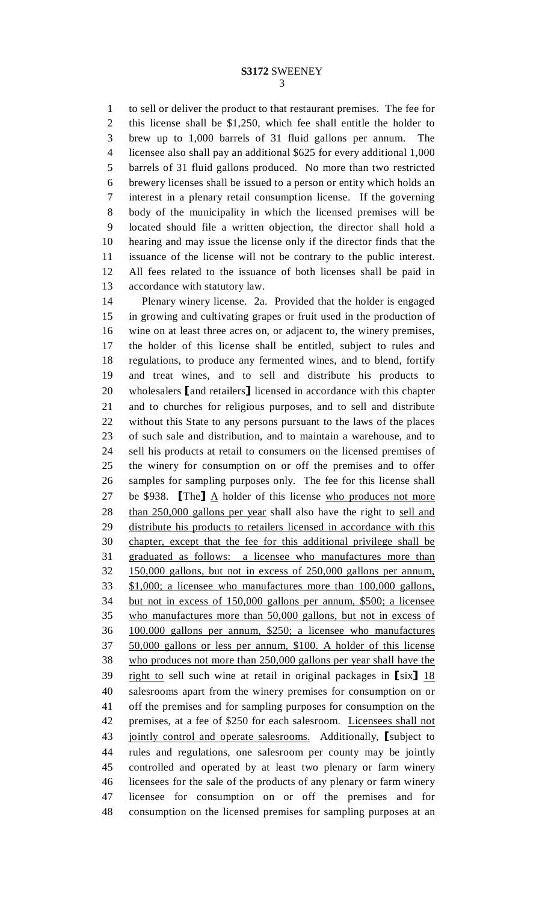to sell or deliver the product to that restaurant premises. The fee for this license shall be $1,250, which fee shall entitle the holder to brew up to 1,000 barrels of 31 fluid gallons per annum. The licensee also shall pay an additional $625 for every additional 1,000 barrels of 31 fluid gallons produced. No more than two restricted brewery licenses shall be issued to a person or entity which holds an interest in a plenary retail consumption license. If the governing body of the municipality in which the licensed premises will be located should file a written objection, the director shall hold a hearing and may issue the license only if the director finds that the issuance of the license will not be contrary to the public interest. All fees related to the issuance of both licenses shall be paid in accordance with statutory law.

Plenary winery license. 2a. Provided that the holder is engaged in growing and cultivating grapes or fruit used in the production of wine on at least three acres on, or adjacent to, the winery premises, the holder of this license shall be entitled, subject to rules and regulations, to produce any fermented wines, and to blend, fortify and treat wines, and to sell and distribute his products to wholesalers [and retailers] licensed in accordance with this chapter and to churches for religious purposes, and to sell and distribute without this State to any persons pursuant to the laws of the places of such sale and distribution, and to maintain a warehouse, and to sell his products at retail to consumers on the licensed premises of the winery for consumption on or off the premises and to offer samples for sampling purposes only. The fee for this license shall be $938. [The] A holder of this license who produces not more than 250,000 gallons per year shall also have the right to sell and distribute his products to retailers licensed in accordance with this chapter, except that the fee for this additional privilege shall be graduated as follows: a licensee who manufactures more than 150,000 gallons, but not in excess of 250,000 gallons per annum, $1,000; a licensee who manufactures more than 100,000 gallons, but not in excess of 150,000 gallons per annum, $500; a licensee who manufactures more than 50,000 gallons, but not in excess of 100,000 gallons per annum, $250; a licensee who manufactures 50,000 gallons or less per annum, $100. A holder of this license who produces not more than 250,000 gallons per year shall have the right to sell such wine at retail in original packages in [six] 18 salesrooms apart from the winery premises for consumption on or off the premises and for sampling purposes for consumption on the premises, at a fee of $250 for each salesroom. Licensees shall not jointly control and operate salesrooms. Additionally, [subject to rules and regulations, one salesroom per county may be jointly controlled and operated by at least two plenary or farm winery licensees for the sale of the products of any plenary or farm winery licensee for consumption on or off the premises and for consumption on the licensed premises for sampling purposes at an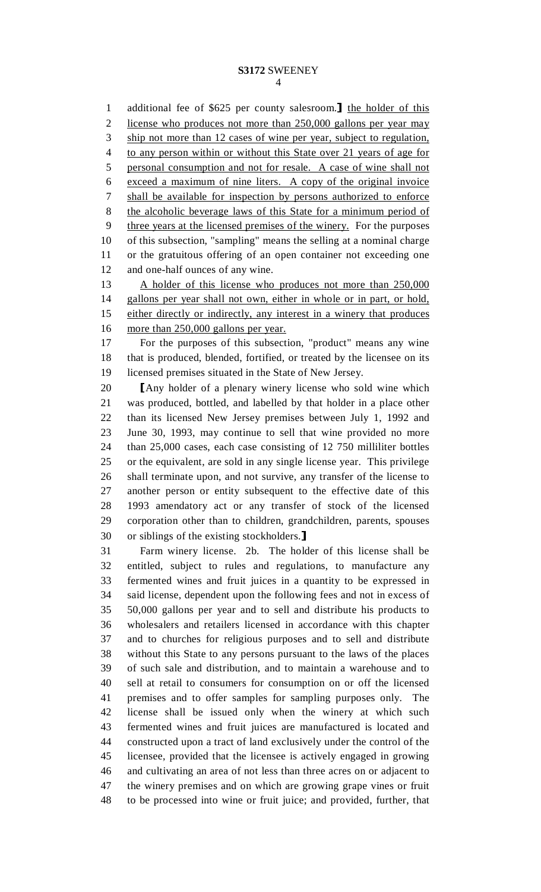additional fee of $625 per county salesroom.】 the holder of this license who produces not more than 250,000 gallons per year may ship not more than 12 cases of wine per year, subject to regulation, to any person within or without this State over 21 years of age for personal consumption and not for resale. A case of wine shall not exceed a maximum of nine liters. A copy of the original invoice shall be available for inspection by persons authorized to enforce the alcoholic beverage laws of this State for a minimum period of three years at the licensed premises of the winery. For the purposes of this subsection, "sampling" means the selling at a nominal charge or the gratuitous offering of an open container not exceeding one and one-half ounces of any wine.

A holder of this license who produces not more than 250,000 gallons per year shall not own, either in whole or in part, or hold, either directly or indirectly, any interest in a winery that produces more than 250,000 gallons per year.

For the purposes of this subsection, "product" means any wine that is produced, blended, fortified, or treated by the licensee on its licensed premises situated in the State of New Jersey.

【Any holder of a plenary winery license who sold wine which was produced, bottled, and labelled by that holder in a place other than its licensed New Jersey premises between July 1, 1992 and June 30, 1993, may continue to sell that wine provided no more than 25,000 cases, each case consisting of 12 750 milliliter bottles or the equivalent, are sold in any single license year. This privilege shall terminate upon, and not survive, any transfer of the license to another person or entity subsequent to the effective date of this 1993 amendatory act or any transfer of stock of the licensed corporation other than to children, grandchildren, parents, spouses or siblings of the existing stockholders.】

Farm winery license. 2b. The holder of this license shall be entitled, subject to rules and regulations, to manufacture any fermented wines and fruit juices in a quantity to be expressed in said license, dependent upon the following fees and not in excess of 50,000 gallons per year and to sell and distribute his products to wholesalers and retailers licensed in accordance with this chapter and to churches for religious purposes and to sell and distribute without this State to any persons pursuant to the laws of the places of such sale and distribution, and to maintain a warehouse and to sell at retail to consumers for consumption on or off the licensed premises and to offer samples for sampling purposes only. The license shall be issued only when the winery at which such fermented wines and fruit juices are manufactured is located and constructed upon a tract of land exclusively under the control of the licensee, provided that the licensee is actively engaged in growing and cultivating an area of not less than three acres on or adjacent to the winery premises and on which are growing grape vines or fruit to be processed into wine or fruit juice; and provided, further, that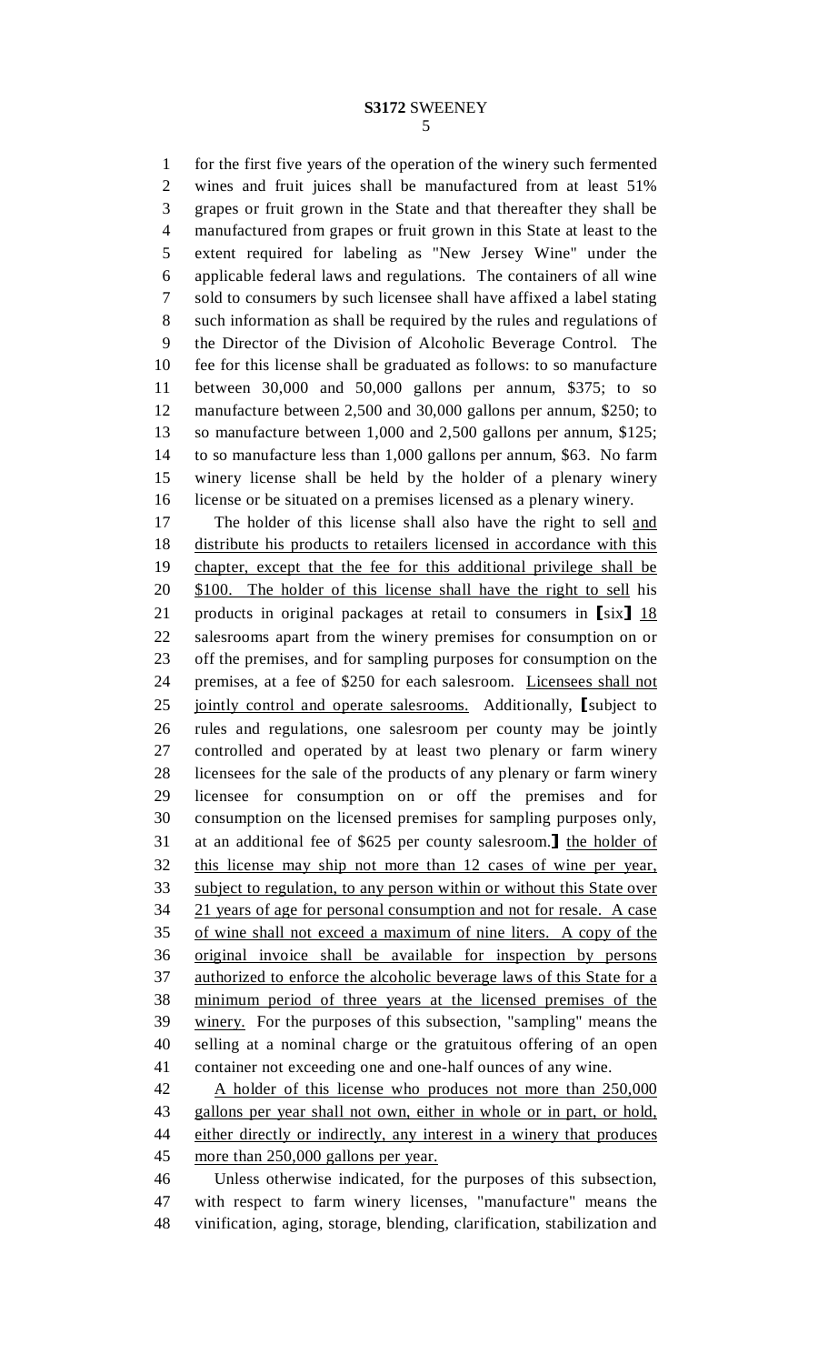for the first five years of the operation of the winery such fermented wines and fruit juices shall be manufactured from at least 51% grapes or fruit grown in the State and that thereafter they shall be manufactured from grapes or fruit grown in this State at least to the extent required for labeling as "New Jersey Wine" under the applicable federal laws and regulations. The containers of all wine sold to consumers by such licensee shall have affixed a label stating such information as shall be required by the rules and regulations of the Director of the Division of Alcoholic Beverage Control. The fee for this license shall be graduated as follows: to so manufacture between 30,000 and 50,000 gallons per annum, $375; to so manufacture between 2,500 and 30,000 gallons per annum, $250; to so manufacture between 1,000 and 2,500 gallons per annum, $125; to so manufacture less than 1,000 gallons per annum, $63. No farm winery license shall be held by the holder of a plenary winery license or be situated on a premises licensed as a plenary winery.

The holder of this license shall also have the right to sell <u>and distribute his products to retailers licensed in accordance with this chapter, except that the fee for this additional privilege shall be $100. The holder of this license shall have the right to sell</u> his products in original packages at retail to consumers in [six] <u>18</u> salesrooms apart from the winery premises for consumption on or off the premises, and for sampling purposes for consumption on the premises, at a fee of $250 for each salesroom. <u>Licensees shall not jointly control and operate salesrooms.</u> Additionally, [subject to rules and regulations, one salesroom per county may be jointly controlled and operated by at least two plenary or farm winery licensees for the sale of the products of any plenary or farm winery licensee for consumption on or off the premises and for consumption on the licensed premises for sampling purposes only, at an additional fee of $625 per county salesroom.] <u>the holder of this license may ship not more than 12 cases of wine per year, subject to regulation, to any person within or without this State over 21 years of age for personal consumption and not for resale. A case of wine shall not exceed a maximum of nine liters. A copy of the original invoice shall be available for inspection by persons authorized to enforce the alcoholic beverage laws of this State for a minimum period of three years at the licensed premises of the winery.</u> For the purposes of this subsection, "sampling" means the selling at a nominal charge or the gratuitous offering of an open container not exceeding one and one-half ounces of any wine.

<u>A holder of this license who produces not more than 250,000 gallons per year shall not own, either in whole or in part, or hold, either directly or indirectly, any interest in a winery that produces more than 250,000 gallons per year.</u>

Unless otherwise indicated, for the purposes of this subsection, with respect to farm winery licenses, "manufacture" means the vinification, aging, storage, blending, clarification, stabilization and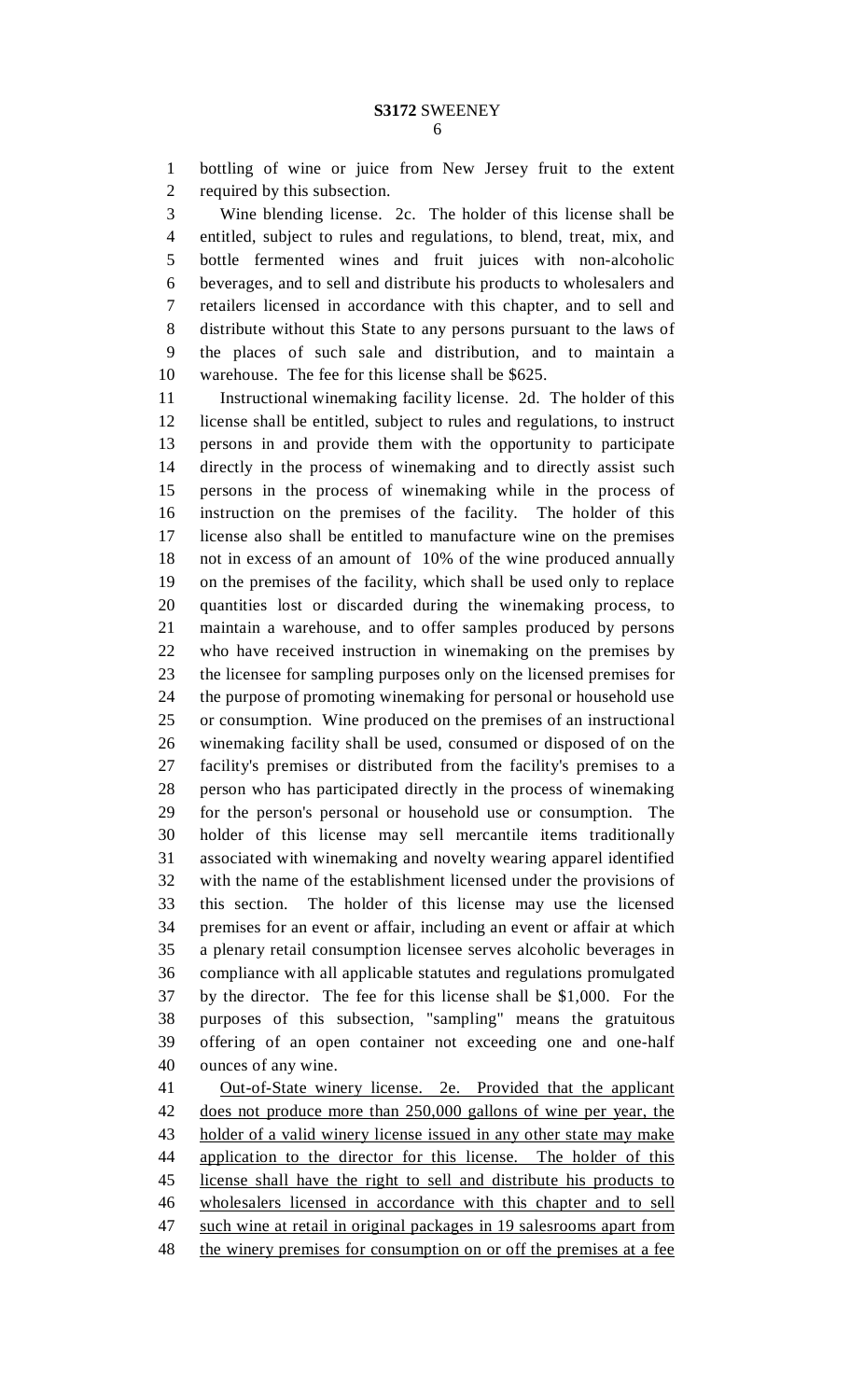bottling of wine or juice from New Jersey fruit to the extent required by this subsection.

Wine blending license. 2c. The holder of this license shall be entitled, subject to rules and regulations, to blend, treat, mix, and bottle fermented wines and fruit juices with non-alcoholic beverages, and to sell and distribute his products to wholesalers and retailers licensed in accordance with this chapter, and to sell and distribute without this State to any persons pursuant to the laws of the places of such sale and distribution, and to maintain a warehouse. The fee for this license shall be $625.

Instructional winemaking facility license. 2d. The holder of this license shall be entitled, subject to rules and regulations, to instruct persons in and provide them with the opportunity to participate directly in the process of winemaking and to directly assist such persons in the process of winemaking while in the process of instruction on the premises of the facility. The holder of this license also shall be entitled to manufacture wine on the premises not in excess of an amount of 10% of the wine produced annually on the premises of the facility, which shall be used only to replace quantities lost or discarded during the winemaking process, to maintain a warehouse, and to offer samples produced by persons who have received instruction in winemaking on the premises by the licensee for sampling purposes only on the licensed premises for the purpose of promoting winemaking for personal or household use or consumption. Wine produced on the premises of an instructional winemaking facility shall be used, consumed or disposed of on the facility's premises or distributed from the facility's premises to a person who has participated directly in the process of winemaking for the person's personal or household use or consumption. The holder of this license may sell mercantile items traditionally associated with winemaking and novelty wearing apparel identified with the name of the establishment licensed under the provisions of this section. The holder of this license may use the licensed premises for an event or affair, including an event or affair at which a plenary retail consumption licensee serves alcoholic beverages in compliance with all applicable statutes and regulations promulgated by the director. The fee for this license shall be $1,000. For the purposes of this subsection, "sampling" means the gratuitous offering of an open container not exceeding one and one-half ounces of any wine.

Out-of-State winery license. 2e. Provided that the applicant does not produce more than 250,000 gallons of wine per year, the holder of a valid winery license issued in any other state may make application to the director for this license. The holder of this license shall have the right to sell and distribute his products to wholesalers licensed in accordance with this chapter and to sell such wine at retail in original packages in 19 salesrooms apart from the winery premises for consumption on or off the premises at a fee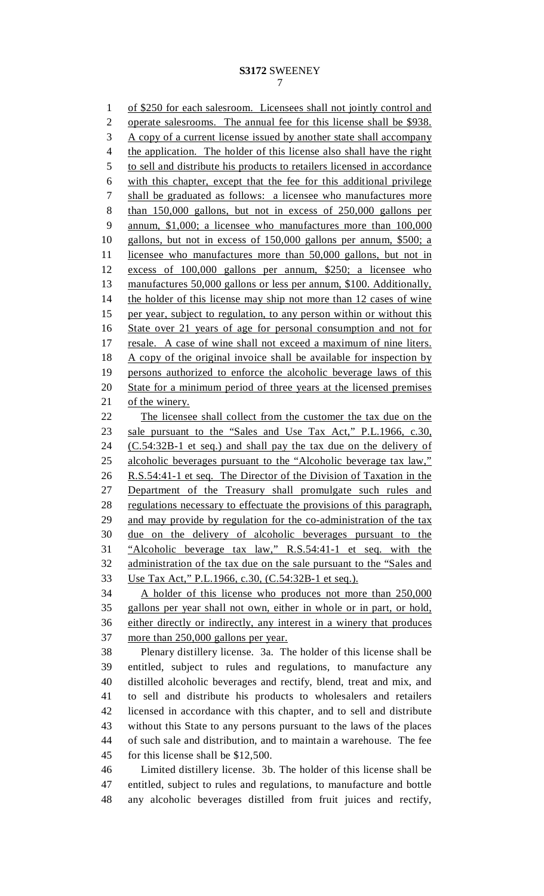of $250 for each salesroom. Licensees shall not jointly control and operate salesrooms. The annual fee for this license shall be $938. A copy of a current license issued by another state shall accompany the application. The holder of this license also shall have the right to sell and distribute his products to retailers licensed in accordance with this chapter, except that the fee for this additional privilege shall be graduated as follows: a licensee who manufactures more than 150,000 gallons, but not in excess of 250,000 gallons per annum, $1,000; a licensee who manufactures more than 100,000 gallons, but not in excess of 150,000 gallons per annum, $500; a licensee who manufactures more than 50,000 gallons, but not in excess of 100,000 gallons per annum, $250; a licensee who manufactures 50,000 gallons or less per annum, $100. Additionally, the holder of this license may ship not more than 12 cases of wine per year, subject to regulation, to any person within or without this State over 21 years of age for personal consumption and not for resale. A case of wine shall not exceed a maximum of nine liters. A copy of the original invoice shall be available for inspection by persons authorized to enforce the alcoholic beverage laws of this State for a minimum period of three years at the licensed premises of the winery.

The licensee shall collect from the customer the tax due on the sale pursuant to the "Sales and Use Tax Act," P.L.1966, c.30, (C.54:32B-1 et seq.) and shall pay the tax due on the delivery of alcoholic beverages pursuant to the "Alcoholic beverage tax law," R.S.54:41-1 et seq. The Director of the Division of Taxation in the Department of the Treasury shall promulgate such rules and regulations necessary to effectuate the provisions of this paragraph, and may provide by regulation for the co-administration of the tax due on the delivery of alcoholic beverages pursuant to the "Alcoholic beverage tax law," R.S.54:41-1 et seq. with the administration of the tax due on the sale pursuant to the "Sales and Use Tax Act," P.L.1966, c.30, (C.54:32B-1 et seq.).

A holder of this license who produces not more than 250,000 gallons per year shall not own, either in whole or in part, or hold, either directly or indirectly, any interest in a winery that produces more than 250,000 gallons per year.

Plenary distillery license. 3a. The holder of this license shall be entitled, subject to rules and regulations, to manufacture any distilled alcoholic beverages and rectify, blend, treat and mix, and to sell and distribute his products to wholesalers and retailers licensed in accordance with this chapter, and to sell and distribute without this State to any persons pursuant to the laws of the places of such sale and distribution, and to maintain a warehouse. The fee for this license shall be $12,500.

Limited distillery license. 3b. The holder of this license shall be entitled, subject to rules and regulations, to manufacture and bottle any alcoholic beverages distilled from fruit juices and rectify,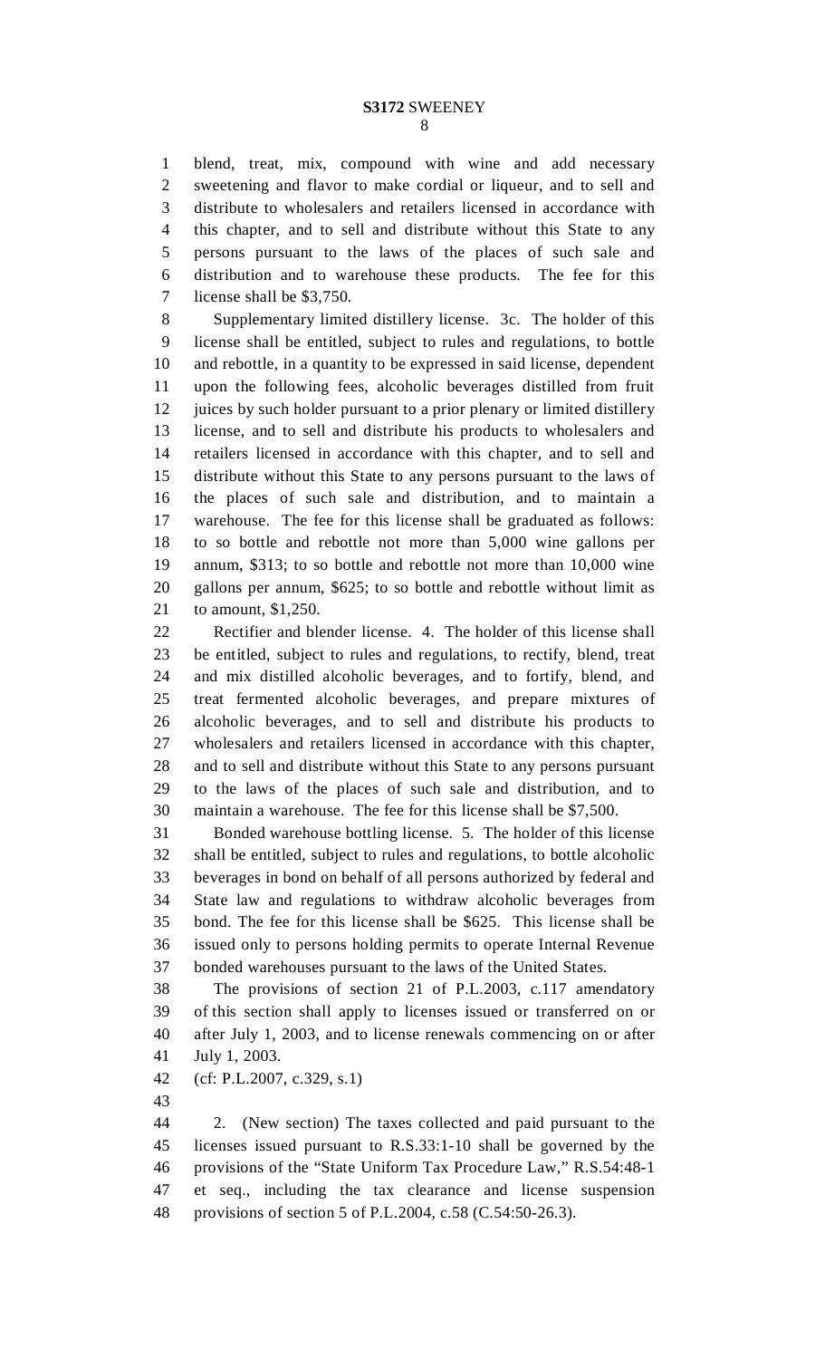blend, treat, mix, compound with wine and add necessary sweetening and flavor to make cordial or liqueur, and to sell and distribute to wholesalers and retailers licensed in accordance with this chapter, and to sell and distribute without this State to any persons pursuant to the laws of the places of such sale and distribution and to warehouse these products. The fee for this license shall be $3,750.

Supplementary limited distillery license. 3c. The holder of this license shall be entitled, subject to rules and regulations, to bottle and rebottle, in a quantity to be expressed in said license, dependent upon the following fees, alcoholic beverages distilled from fruit juices by such holder pursuant to a prior plenary or limited distillery license, and to sell and distribute his products to wholesalers and retailers licensed in accordance with this chapter, and to sell and distribute without this State to any persons pursuant to the laws of the places of such sale and distribution, and to maintain a warehouse. The fee for this license shall be graduated as follows: to so bottle and rebottle not more than 5,000 wine gallons per annum, $313; to so bottle and rebottle not more than 10,000 wine gallons per annum, $625; to so bottle and rebottle without limit as to amount, $1,250.

Rectifier and blender license. 4. The holder of this license shall be entitled, subject to rules and regulations, to rectify, blend, treat and mix distilled alcoholic beverages, and to fortify, blend, and treat fermented alcoholic beverages, and prepare mixtures of alcoholic beverages, and to sell and distribute his products to wholesalers and retailers licensed in accordance with this chapter, and to sell and distribute without this State to any persons pursuant to the laws of the places of such sale and distribution, and to maintain a warehouse. The fee for this license shall be $7,500.

Bonded warehouse bottling license. 5. The holder of this license shall be entitled, subject to rules and regulations, to bottle alcoholic beverages in bond on behalf of all persons authorized by federal and State law and regulations to withdraw alcoholic beverages from bond. The fee for this license shall be $625. This license shall be issued only to persons holding permits to operate Internal Revenue bonded warehouses pursuant to the laws of the United States.

The provisions of section 21 of P.L.2003, c.117 amendatory of this section shall apply to licenses issued or transferred on or after July 1, 2003, and to license renewals commencing on or after July 1, 2003.

(cf: P.L.2007, c.329, s.1)

2. (New section) The taxes collected and paid pursuant to the licenses issued pursuant to R.S.33:1-10 shall be governed by the provisions of the "State Uniform Tax Procedure Law," R.S.54:48-1 et seq., including the tax clearance and license suspension provisions of section 5 of P.L.2004, c.58 (C.54:50-26.3).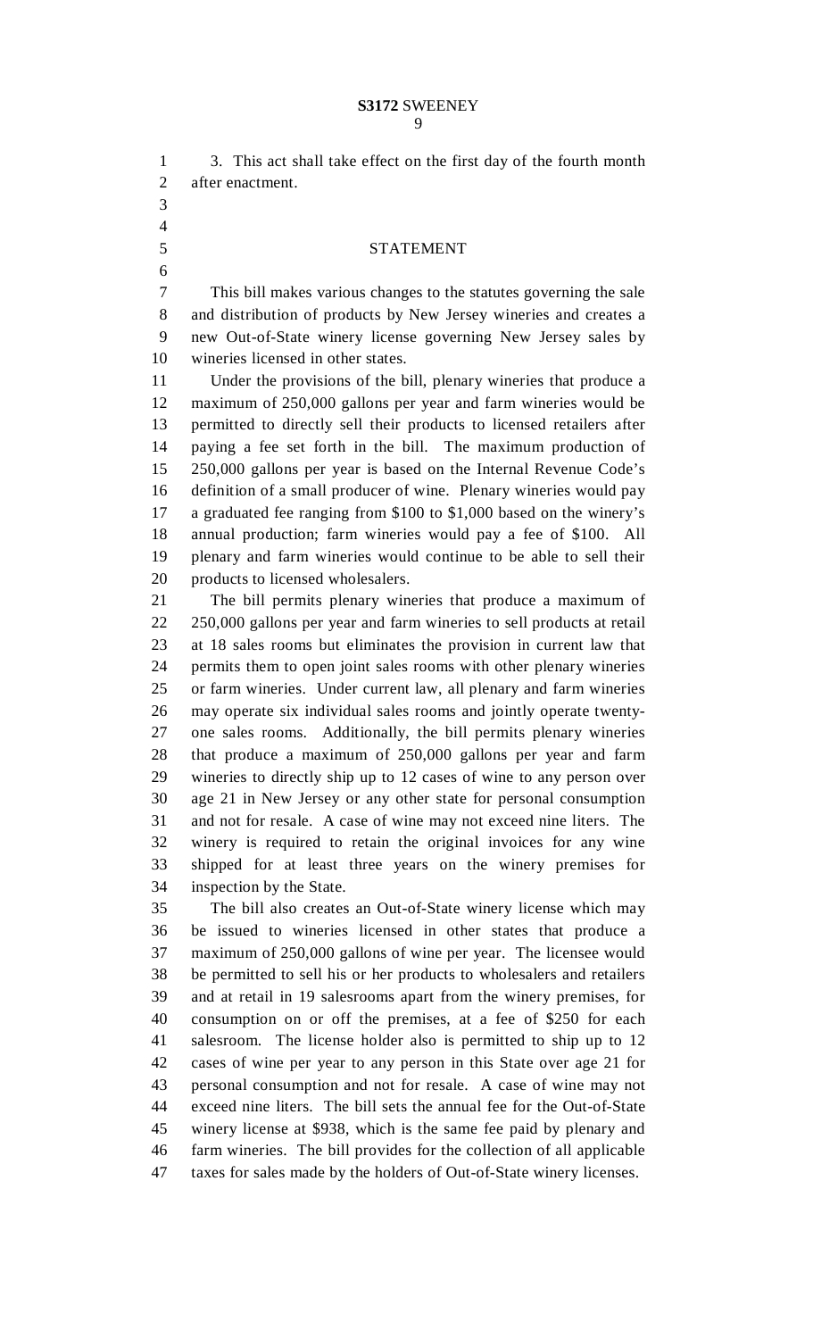3. This act shall take effect on the first day of the fourth month after enactment.

## STATEMENT

This bill makes various changes to the statutes governing the sale and distribution of products by New Jersey wineries and creates a new Out-of-State winery license governing New Jersey sales by wineries licensed in other states.

Under the provisions of the bill, plenary wineries that produce a maximum of 250,000 gallons per year and farm wineries would be permitted to directly sell their products to licensed retailers after paying a fee set forth in the bill. The maximum production of 250,000 gallons per year is based on the Internal Revenue Code's definition of a small producer of wine. Plenary wineries would pay a graduated fee ranging from $100 to $1,000 based on the winery's annual production; farm wineries would pay a fee of $100. All plenary and farm wineries would continue to be able to sell their products to licensed wholesalers.

The bill permits plenary wineries that produce a maximum of 250,000 gallons per year and farm wineries to sell products at retail at 18 sales rooms but eliminates the provision in current law that permits them to open joint sales rooms with other plenary wineries or farm wineries. Under current law, all plenary and farm wineries may operate six individual sales rooms and jointly operate twenty-one sales rooms. Additionally, the bill permits plenary wineries that produce a maximum of 250,000 gallons per year and farm wineries to directly ship up to 12 cases of wine to any person over age 21 in New Jersey or any other state for personal consumption and not for resale. A case of wine may not exceed nine liters. The winery is required to retain the original invoices for any wine shipped for at least three years on the winery premises for inspection by the State.

The bill also creates an Out-of-State winery license which may be issued to wineries licensed in other states that produce a maximum of 250,000 gallons of wine per year. The licensee would be permitted to sell his or her products to wholesalers and retailers and at retail in 19 salesrooms apart from the winery premises, for consumption on or off the premises, at a fee of $250 for each salesroom. The license holder also is permitted to ship up to 12 cases of wine per year to any person in this State over age 21 for personal consumption and not for resale. A case of wine may not exceed nine liters. The bill sets the annual fee for the Out-of-State winery license at $938, which is the same fee paid by plenary and farm wineries. The bill provides for the collection of all applicable taxes for sales made by the holders of Out-of-State winery licenses.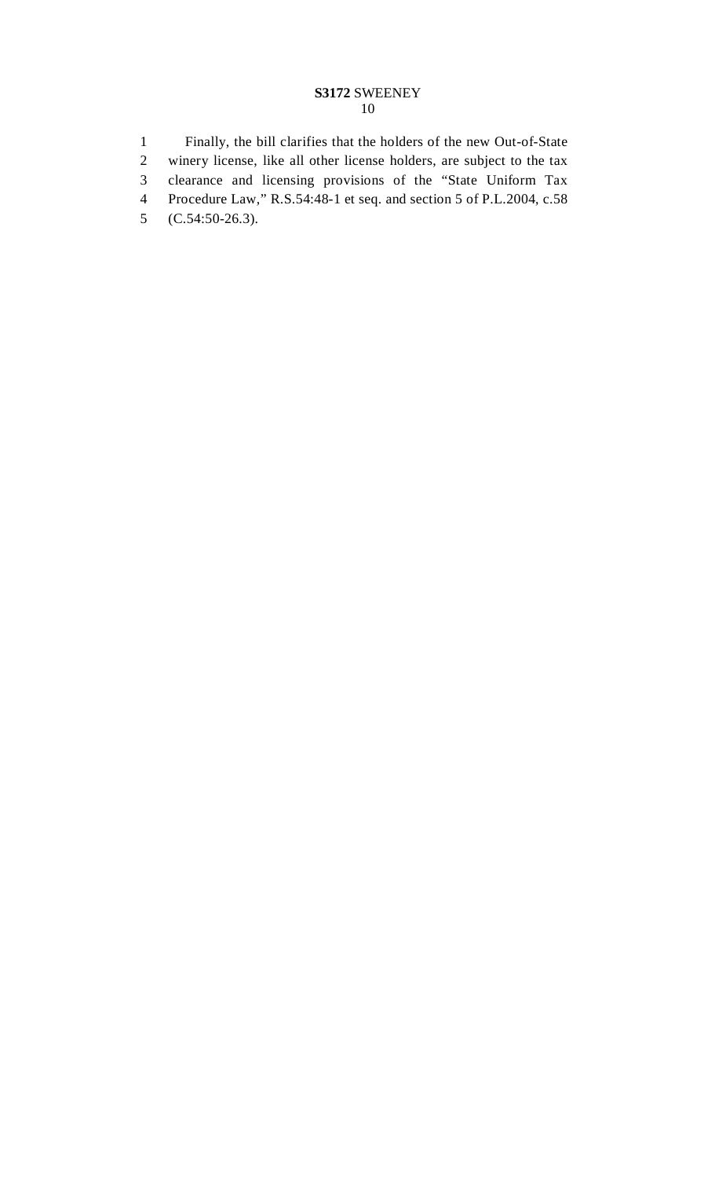Finally, the bill clarifies that the holders of the new Out-of-State winery license, like all other license holders, are subject to the tax clearance and licensing provisions of the "State Uniform Tax Procedure Law," R.S.54:48-1 et seq. and section 5 of P.L.2004, c.58 (C.54:50-26.3).